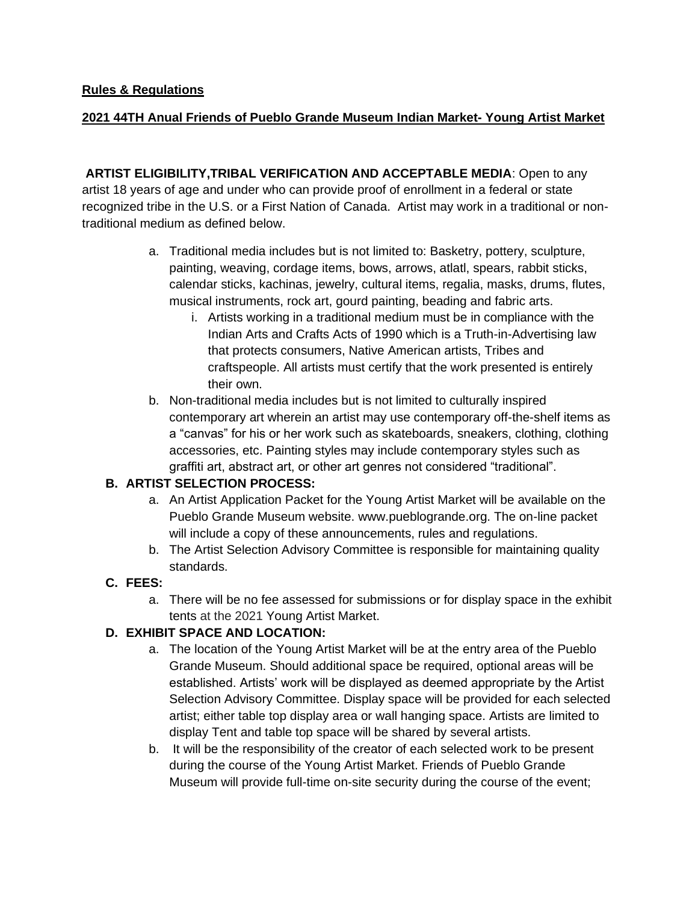**Rules & Regulations**

**2021 44TH Anual Friends of Pueblo Grande Museum Indian Market- Young Artist Market**

**ARTIST ELIGIBILITY,TRIBAL VERIFICATION AND ACCEPTABLE MEDIA**: Open to any artist 18 years of age and under who can provide proof of enrollment in a federal or state recognized tribe in the U.S. or a First Nation of Canada. Artist may work in a traditional or non-traditional medium as defined below.

a. Traditional media includes but is not limited to: Basketry, pottery, sculpture, painting, weaving, cordage items, bows, arrows, atlatl, spears, rabbit sticks, calendar sticks, kachinas, jewelry, cultural items, regalia, masks, drums, flutes, musical instruments, rock art, gourd painting, beading and fabric arts.
   i. Artists working in a traditional medium must be in compliance with the Indian Arts and Crafts Acts of 1990 which is a Truth-in-Advertising law that protects consumers, Native American artists, Tribes and craftspeople. All artists must certify that the work presented is entirely their own.
b. Non-traditional media includes but is not limited to culturally inspired contemporary art wherein an artist may use contemporary off-the-shelf items as a "canvas" for his or her work such as skateboards, sneakers, clothing, clothing accessories, etc. Painting styles may include contemporary styles such as graffiti art, abstract art, or other art genres not considered "traditional".

**B. ARTIST SELECTION PROCESS:**

a. An Artist Application Packet for the Young Artist Market will be available on the Pueblo Grande Museum website. www.pueblogrande.org. The on-line packet will include a copy of these announcements, rules and regulations.
b. The Artist Selection Advisory Committee is responsible for maintaining quality standards.

**C. FEES:**

a. There will be no fee assessed for submissions or for display space in the exhibit tents at the 2021 Young Artist Market.

**D. EXHIBIT SPACE AND LOCATION:**

a. The location of the Young Artist Market will be at the entry area of the Pueblo Grande Museum. Should additional space be required, optional areas will be established. Artists' work will be displayed as deemed appropriate by the Artist Selection Advisory Committee. Display space will be provided for each selected artist; either table top display area or wall hanging space. Artists are limited to display Tent and table top space will be shared by several artists.
b. It will be the responsibility of the creator of each selected work to be present during the course of the Young Artist Market. Friends of Pueblo Grande Museum will provide full-time on-site security during the course of the event;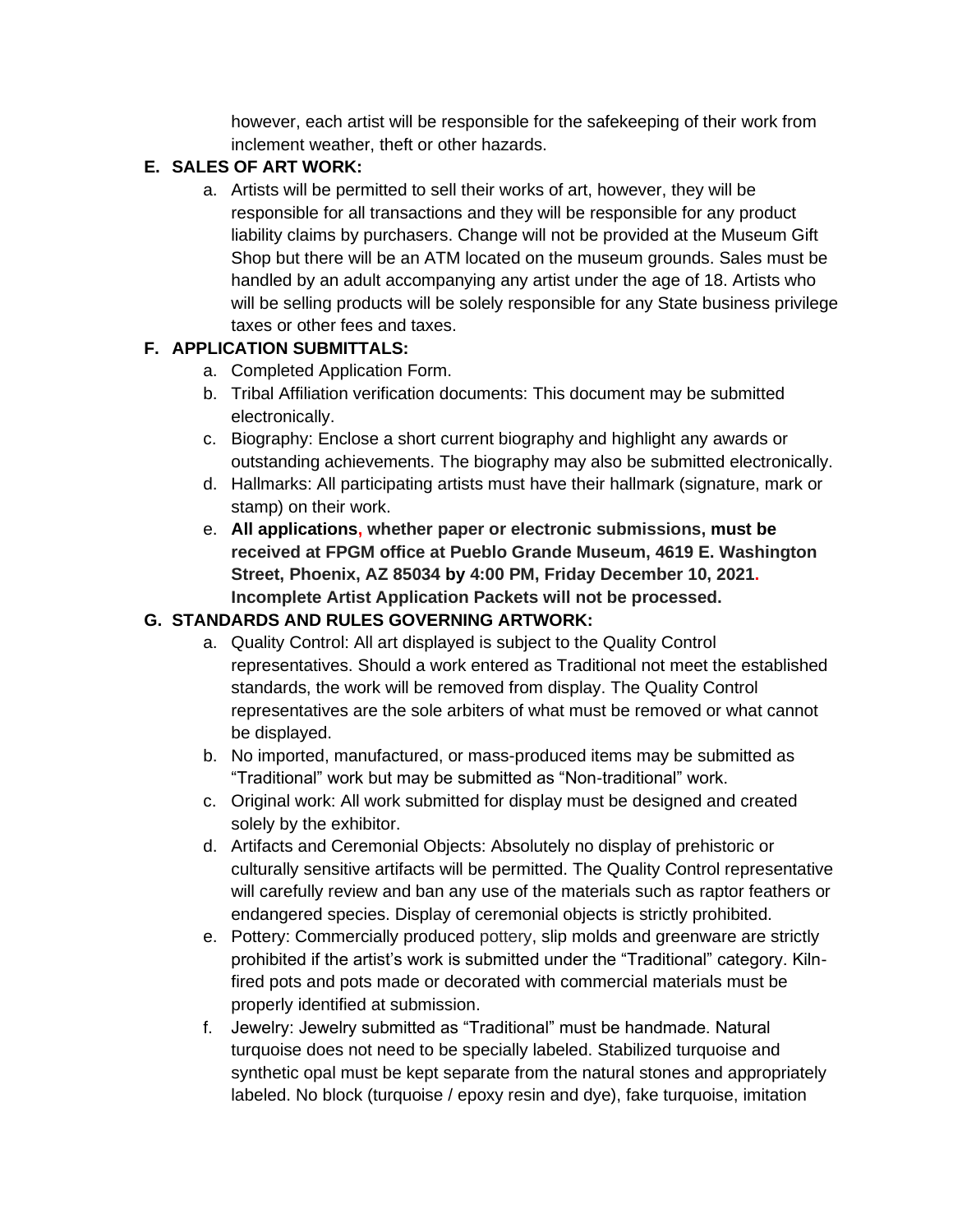however, each artist will be responsible for the safekeeping of their work from inclement weather, theft or other hazards.

**E. SALES OF ART WORK:**

a. Artists will be permitted to sell their works of art, however, they will be responsible for all transactions and they will be responsible for any product liability claims by purchasers. Change will not be provided at the Museum Gift Shop but there will be an ATM located on the museum grounds. Sales must be handled by an adult accompanying any artist under the age of 18. Artists who will be selling products will be solely responsible for any State business privilege taxes or other fees and taxes.

**F. APPLICATION SUBMITTALS:**

a. Completed Application Form.

b. Tribal Affiliation verification documents: This document may be submitted electronically.

c. Biography: Enclose a short current biography and highlight any awards or outstanding achievements. The biography may also be submitted electronically.

d. Hallmarks: All participating artists must have their hallmark (signature, mark or stamp) on their work.

e. **All applications, whether paper or electronic submissions, must be received at FPGM office at Pueblo Grande Museum, 4619 E. Washington Street, Phoenix, AZ 85034 by 4:00 PM, Friday December 10, 2021. Incomplete Artist Application Packets will not be processed.**

**G. STANDARDS AND RULES GOVERNING ARTWORK:**

a. Quality Control: All art displayed is subject to the Quality Control representatives. Should a work entered as Traditional not meet the established standards, the work will be removed from display. The Quality Control representatives are the sole arbiters of what must be removed or what cannot be displayed.

b. No imported, manufactured, or mass-produced items may be submitted as "Traditional" work but may be submitted as "Non-traditional" work.

c. Original work: All work submitted for display must be designed and created solely by the exhibitor.

d. Artifacts and Ceremonial Objects: Absolutely no display of prehistoric or culturally sensitive artifacts will be permitted. The Quality Control representative will carefully review and ban any use of the materials such as raptor feathers or endangered species. Display of ceremonial objects is strictly prohibited.

e. Pottery: Commercially produced pottery, slip molds and greenware are strictly prohibited if the artist's work is submitted under the "Traditional" category. Kiln-fired pots and pots made or decorated with commercial materials must be properly identified at submission.

f. Jewelry: Jewelry submitted as "Traditional" must be handmade. Natural turquoise does not need to be specially labeled. Stabilized turquoise and synthetic opal must be kept separate from the natural stones and appropriately labeled. No block (turquoise / epoxy resin and dye), fake turquoise, imitation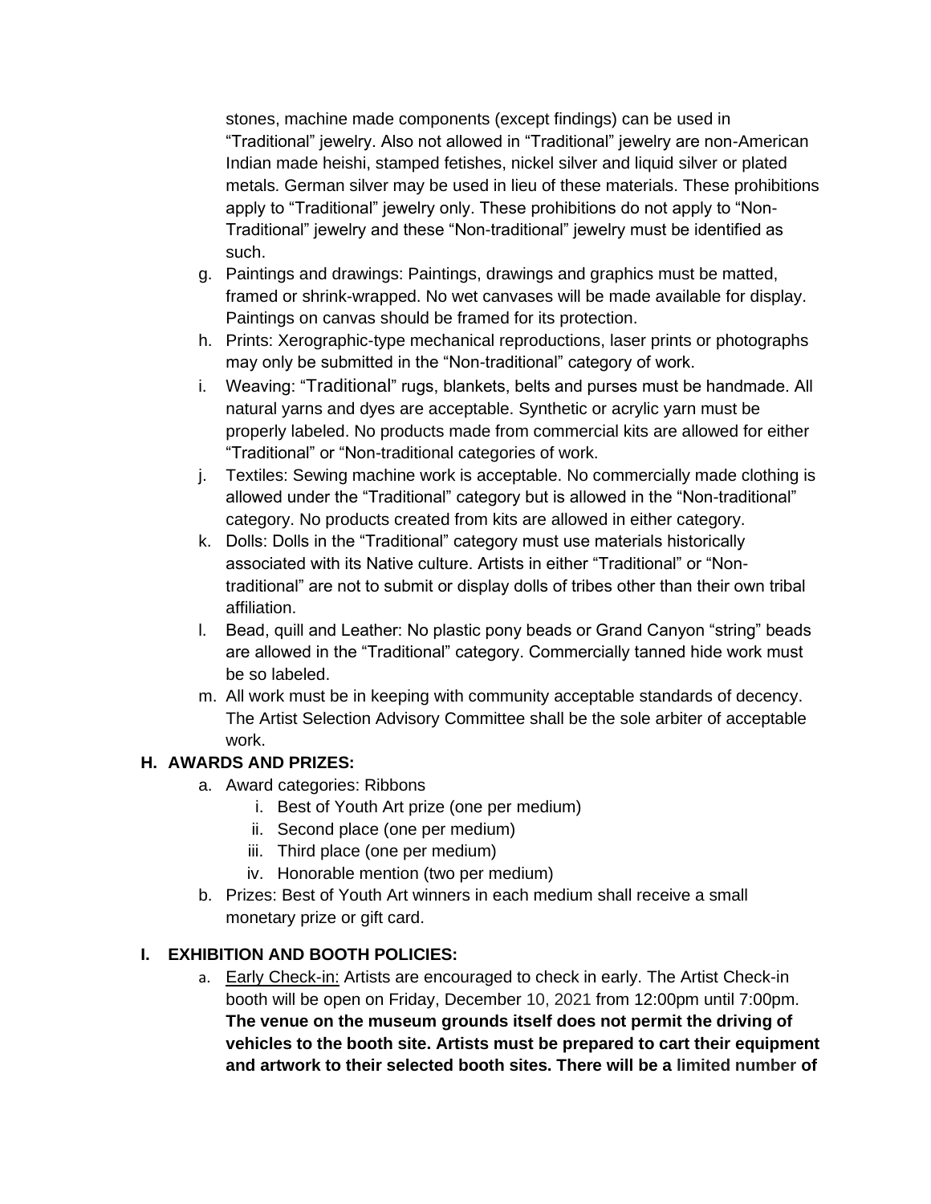stones, machine made components (except findings) can be used in "Traditional" jewelry. Also not allowed in "Traditional" jewelry are non-American Indian made heishi, stamped fetishes, nickel silver and liquid silver or plated metals. German silver may be used in lieu of these materials. These prohibitions apply to "Traditional" jewelry only. These prohibitions do not apply to "Non-Traditional" jewelry and these "Non-traditional" jewelry must be identified as such.

g. Paintings and drawings: Paintings, drawings and graphics must be matted, framed or shrink-wrapped. No wet canvases will be made available for display. Paintings on canvas should be framed for its protection.
h. Prints: Xerographic-type mechanical reproductions, laser prints or photographs may only be submitted in the "Non-traditional" category of work.
i. Weaving: "Traditional" rugs, blankets, belts and purses must be handmade. All natural yarns and dyes are acceptable. Synthetic or acrylic yarn must be properly labeled. No products made from commercial kits are allowed for either "Traditional" or "Non-traditional categories of work.
j. Textiles: Sewing machine work is acceptable. No commercially made clothing is allowed under the "Traditional" category but is allowed in the "Non-traditional" category. No products created from kits are allowed in either category.
k. Dolls: Dolls in the "Traditional" category must use materials historically associated with its Native culture. Artists in either "Traditional" or "Non-traditional" are not to submit or display dolls of tribes other than their own tribal affiliation.
l. Bead, quill and Leather: No plastic pony beads or Grand Canyon "string" beads are allowed in the "Traditional" category. Commercially tanned hide work must be so labeled.
m. All work must be in keeping with community acceptable standards of decency. The Artist Selection Advisory Committee shall be the sole arbiter of acceptable work.

## H. AWARDS AND PRIZES:

a. Award categories: Ribbons
   i. Best of Youth Art prize (one per medium)
   ii. Second place (one per medium)
   iii. Third place (one per medium)
   iv. Honorable mention (two per medium)
b. Prizes: Best of Youth Art winners in each medium shall receive a small monetary prize or gift card.

## I. EXHIBITION AND BOOTH POLICIES:

a. <u>Early Check-in:</u> Artists are encouraged to check in early. The Artist Check-in booth will be open on Friday, December 10, 2021 from 12:00pm until 7:00pm. **The venue on the museum grounds itself does not permit the driving of vehicles to the booth site. Artists must be prepared to cart their equipment and artwork to their selected booth sites. There will be a limited number of**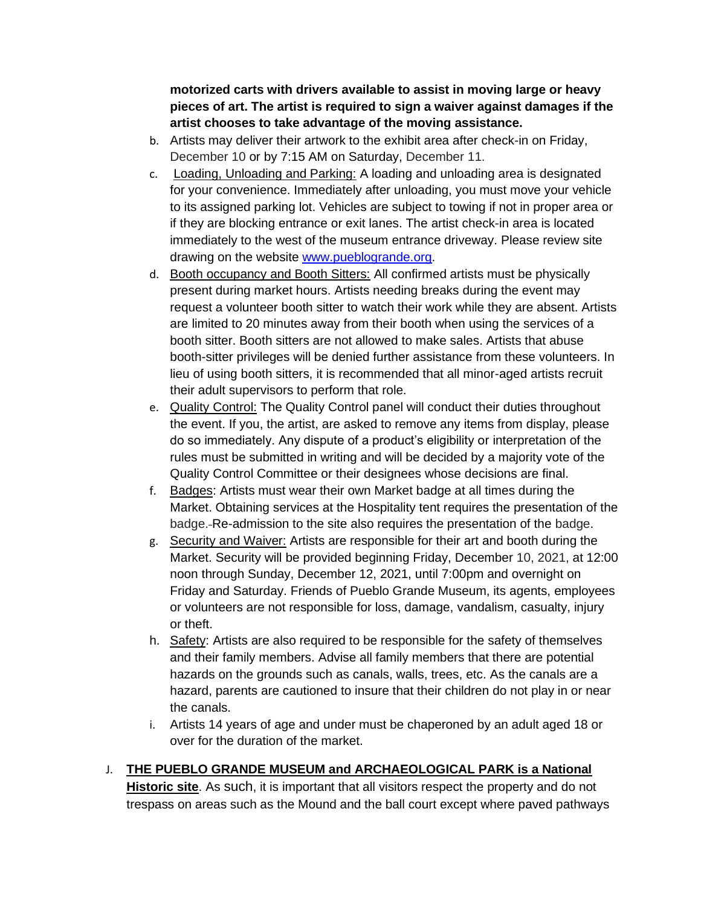**motorized carts with drivers available to assist in moving large or heavy pieces of art. The artist is required to sign a waiver against damages if the artist chooses to take advantage of the moving assistance.**

b. Artists may deliver their artwork to the exhibit area after check-in on Friday, December 10 or by 7:15 AM on Saturday, December 11.

c. Loading, Unloading and Parking: A loading and unloading area is designated for your convenience. Immediately after unloading, you must move your vehicle to its assigned parking lot. Vehicles are subject to towing if not in proper area or if they are blocking entrance or exit lanes. The artist check-in area is located immediately to the west of the museum entrance driveway. Please review site drawing on the website [www.pueblogrande.org](www.pueblogrande.org).

d. Booth occupancy and Booth Sitters: All confirmed artists must be physically present during market hours. Artists needing breaks during the event may request a volunteer booth sitter to watch their work while they are absent. Artists are limited to 20 minutes away from their booth when using the services of a booth sitter. Booth sitters are not allowed to make sales. Artists that abuse booth-sitter privileges will be denied further assistance from these volunteers. In lieu of using booth sitters, it is recommended that all minor-aged artists recruit their adult supervisors to perform that role.

e. Quality Control: The Quality Control panel will conduct their duties throughout the event. If you, the artist, are asked to remove any items from display, please do so immediately. Any dispute of a product's eligibility or interpretation of the rules must be submitted in writing and will be decided by a majority vote of the Quality Control Committee or their designees whose decisions are final.

f. Badges: Artists must wear their own Market badge at all times during the Market. Obtaining services at the Hospitality tent requires the presentation of the badge. Re-admission to the site also requires the presentation of the badge.

g. Security and Waiver: Artists are responsible for their art and booth during the Market. Security will be provided beginning Friday, December 10, 2021, at 12:00 noon through Sunday, December 12, 2021, until 7:00pm and overnight on Friday and Saturday. Friends of Pueblo Grande Museum, its agents, employees or volunteers are not responsible for loss, damage, vandalism, casualty, injury or theft.

h. Safety: Artists are also required to be responsible for the safety of themselves and their family members. Advise all family members that there are potential hazards on the grounds such as canals, walls, trees, etc. As the canals are a hazard, parents are cautioned to insure that their children do not play in or near the canals.

i. Artists 14 years of age and under must be chaperoned by an adult aged 18 or over for the duration of the market.

J. **THE PUEBLO GRANDE MUSEUM and ARCHAEOLOGICAL PARK is a National Historic site**. As such, it is important that all visitors respect the property and do not trespass on areas such as the Mound and the ball court except where paved pathways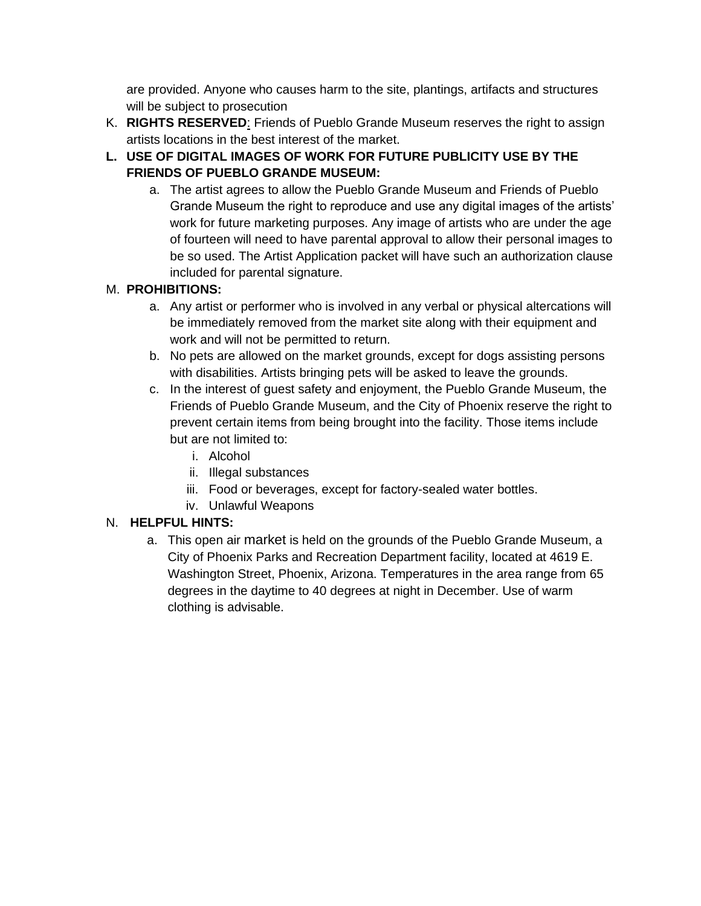are provided. Anyone who causes harm to the site, plantings, artifacts and structures will be subject to prosecution

K. **RIGHTS RESERVED**: Friends of Pueblo Grande Museum reserves the right to assign artists locations in the best interest of the market.

**L. USE OF DIGITAL IMAGES OF WORK FOR FUTURE PUBLICITY USE BY THE FRIENDS OF PUEBLO GRANDE MUSEUM:**

   a. The artist agrees to allow the Pueblo Grande Museum and Friends of Pueblo Grande Museum the right to reproduce and use any digital images of the artists' work for future marketing purposes. Any image of artists who are under the age of fourteen will need to have parental approval to allow their personal images to be so used. The Artist Application packet will have such an authorization clause included for parental signature.

M. **PROHIBITIONS:**

   a. Any artist or performer who is involved in any verbal or physical altercations will be immediately removed from the market site along with their equipment and work and will not be permitted to return.

   b. No pets are allowed on the market grounds, except for dogs assisting persons with disabilities. Artists bringing pets will be asked to leave the grounds.

   c. In the interest of guest safety and enjoyment, the Pueblo Grande Museum, the Friends of Pueblo Grande Museum, and the City of Phoenix reserve the right to prevent certain items from being brought into the facility. Those items include but are not limited to:

      i. Alcohol
      ii. Illegal substances
      iii. Food or beverages, except for factory-sealed water bottles.
      iv. Unlawful Weapons

N. **HELPFUL HINTS:**

   a. This open air market is held on the grounds of the Pueblo Grande Museum, a City of Phoenix Parks and Recreation Department facility, located at 4619 E. Washington Street, Phoenix, Arizona. Temperatures in the area range from 65 degrees in the daytime to 40 degrees at night in December. Use of warm clothing is advisable.